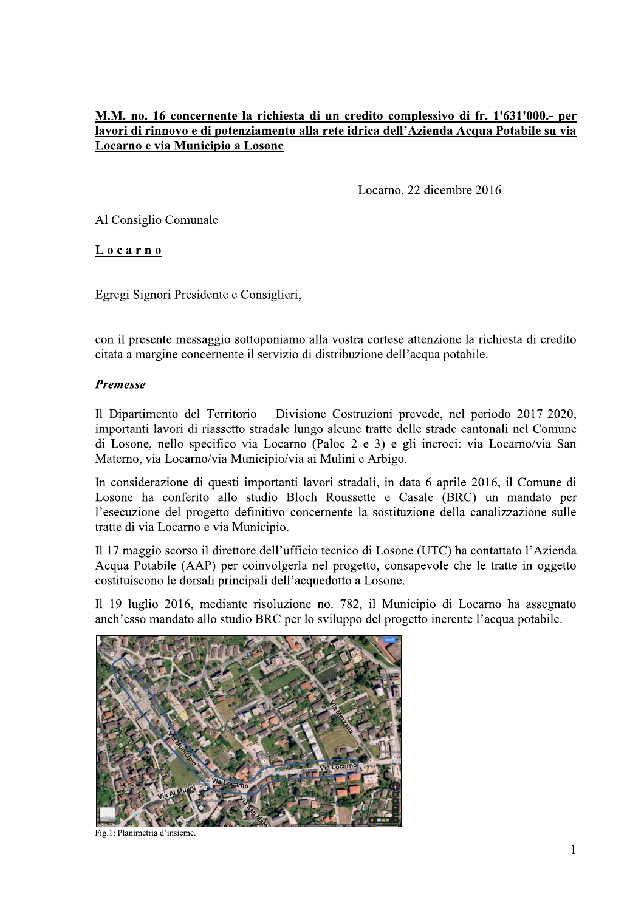**M.M. no. 16 concernente la richiesta di un credito complessivo di fr. 1'631'000.- per lavori di rinnovo e di potenziamento alla rete idrica dell'Azienda Acqua Potabile su via Locarno e via Municipio a Losone**

Locarno, 22 dicembre 2016

Al Consiglio Comunale

**Locarno**

Egregi Signori Presidente e Consiglieri,

con il presente messaggio sottoponiamo alla vostra cortese attenzione la richiesta di credito citata a margine concernente il servizio di distribuzione dell'acqua potabile.

***Premesse***

Il Dipartimento del Territorio – Divisione Costruzioni prevede, nel periodo 2017-2020, importanti lavori di riassetto stradale lungo alcune tratte delle strade cantonali nel Comune di Losone, nello specifico via Locarno (Paloc 2 e 3) e gli incroci: via Locarno/via San Materno, via Locarno/via Municipio/via ai Mulini e Arbigo.

In considerazione di questi importanti lavori stradali, in data 6 aprile 2016, il Comune di Losone ha conferito allo studio Bloch Roussette e Casale (BRC) un mandato per l'esecuzione del progetto definitivo concernente la sostituzione della canalizzazione sulle tratte di via Locarno e via Municipio.

Il 17 maggio scorso il direttore dell'ufficio tecnico di Losone (UTC) ha contattato l'Azienda Acqua Potabile (AAP) per coinvolgerla nel progetto, consapevole che le tratte in oggetto costituiscono le dorsali principali dell'acquedotto a Losone.

Il 19 luglio 2016, mediante risoluzione no. 782, il Municipio di Locarno ha assegnato anch'esso mandato allo studio BRC per lo sviluppo del progetto inerente l'acqua potabile.

Fig.1: Planimetria d'insieme.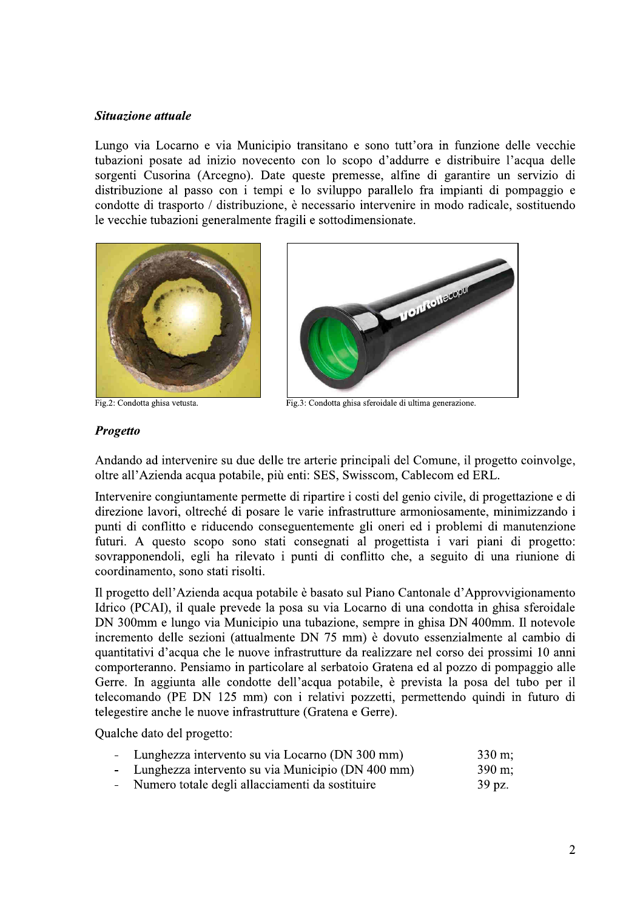### *Situazione attuale*

Lungo via Locarno e via Municipio transitano e sono tutt'ora in funzione delle vecchie tubazioni posate ad inizio novecento con lo scopo d'addurre e distribuire l'acqua delle sorgenti Cusorina (Arcegno). Date queste premesse, alfine di garantire un servizio di distribuzione al passo con i tempi e lo sviluppo parallelo fra impianti di pompaggio e condotte di trasporto / distribuzione, è necessario intervenire in modo radicale, sostituendo le vecchie tubazioni generalmente fragili e sottodimensionate.

Fig.2: Condotta ghisa vetusta.

Fig.3: Condotta ghisa sferoidale di ultima generazione.

### *Progetto*

Andando ad intervenire su due delle tre arterie principali del Comune, il progetto coinvolge, oltre all'Azienda acqua potabile, più enti: SES, Swisscom, Cablecom ed ERL.

Intervenire congiuntamente permette di ripartire i costi del genio civile, di progettazione e di direzione lavori, oltreché di posare le varie infrastrutture armoniosamente, minimizzando i punti di conflitto e riducendo conseguentemente gli oneri ed i problemi di manutenzione futuri. A questo scopo sono stati consegnati al progettista i vari piani di progetto: sovrapponendoli, egli ha rilevato i punti di conflitto che, a seguito di una riunione di coordinamento, sono stati risolti.

Il progetto dell'Azienda acqua potabile è basato sul Piano Cantonale d'Approvvigionamento Idrico (PCAI), il quale prevede la posa su via Locarno di una condotta in ghisa sferoidale DN 300mm e lungo via Municipio una tubazione, sempre in ghisa DN 400mm. Il notevole incremento delle sezioni (attualmente DN 75 mm) è dovuto essenzialmente al cambio di quantitativi d'acqua che le nuove infrastrutture da realizzare nel corso dei prossimi 10 anni comporteranno. Pensiamo in particolare al serbatoio Gratena ed al pozzo di pompaggio alle Gerre. In aggiunta alle condotte dell'acqua potabile, è prevista la posa del tubo per il telecomando (PE DN 125 mm) con i relativi pozzetti, permettendo quindi in futuro di telegestire anche le nuove infrastrutture (Gratena e Gerre).

Qualche dato del progetto:

- Lunghezza intervento su via Locarno (DN 300 mm) 330 m;
- Lunghezza intervento su via Municipio (DN 400 mm) 390 m;
- Numero totale degli allacciamenti da sostituire 39 pz.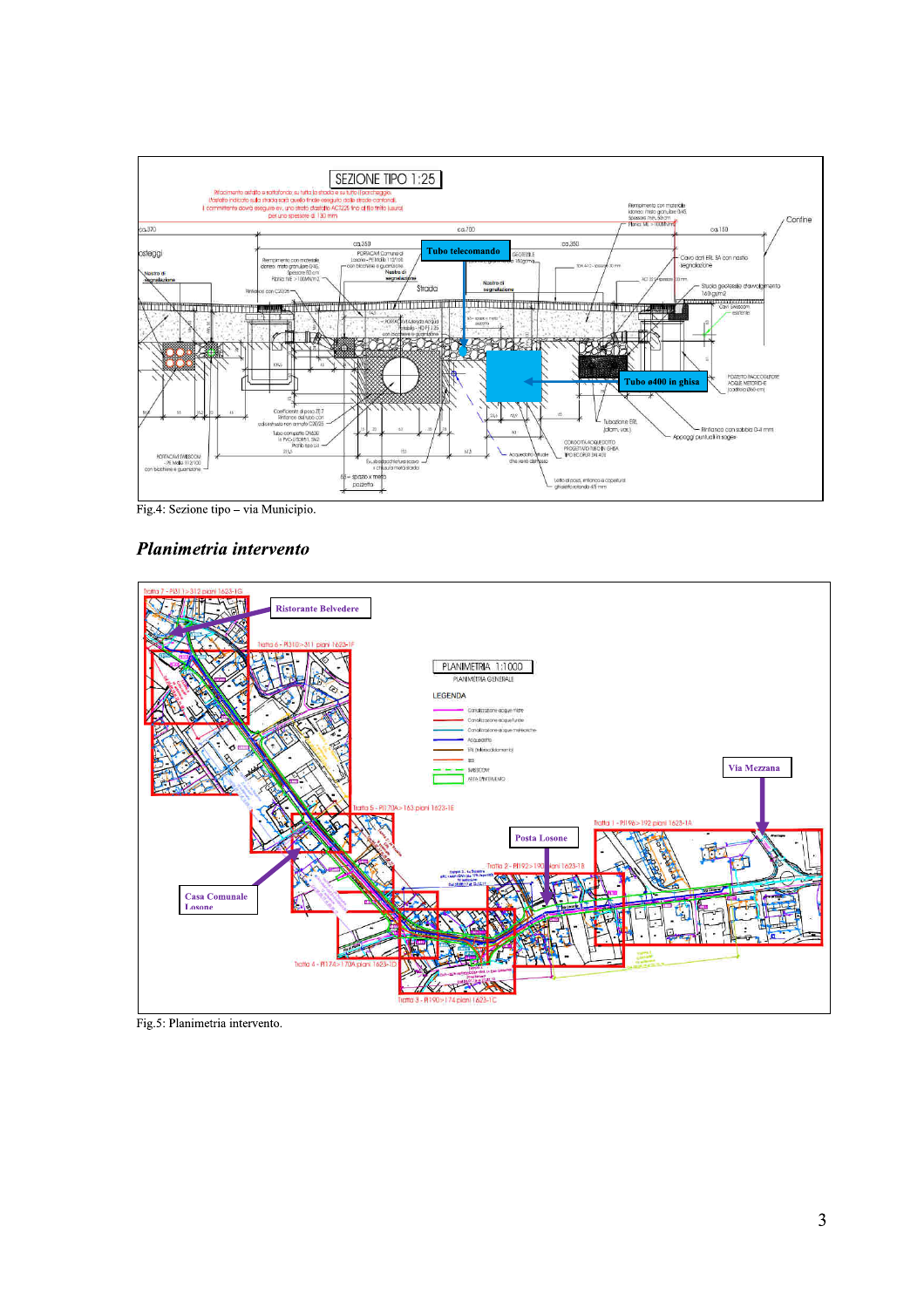Fig.4: Sezione tipo – via Municipio.

## *Planimetria intervento*

Fig.5: Planimetria intervento.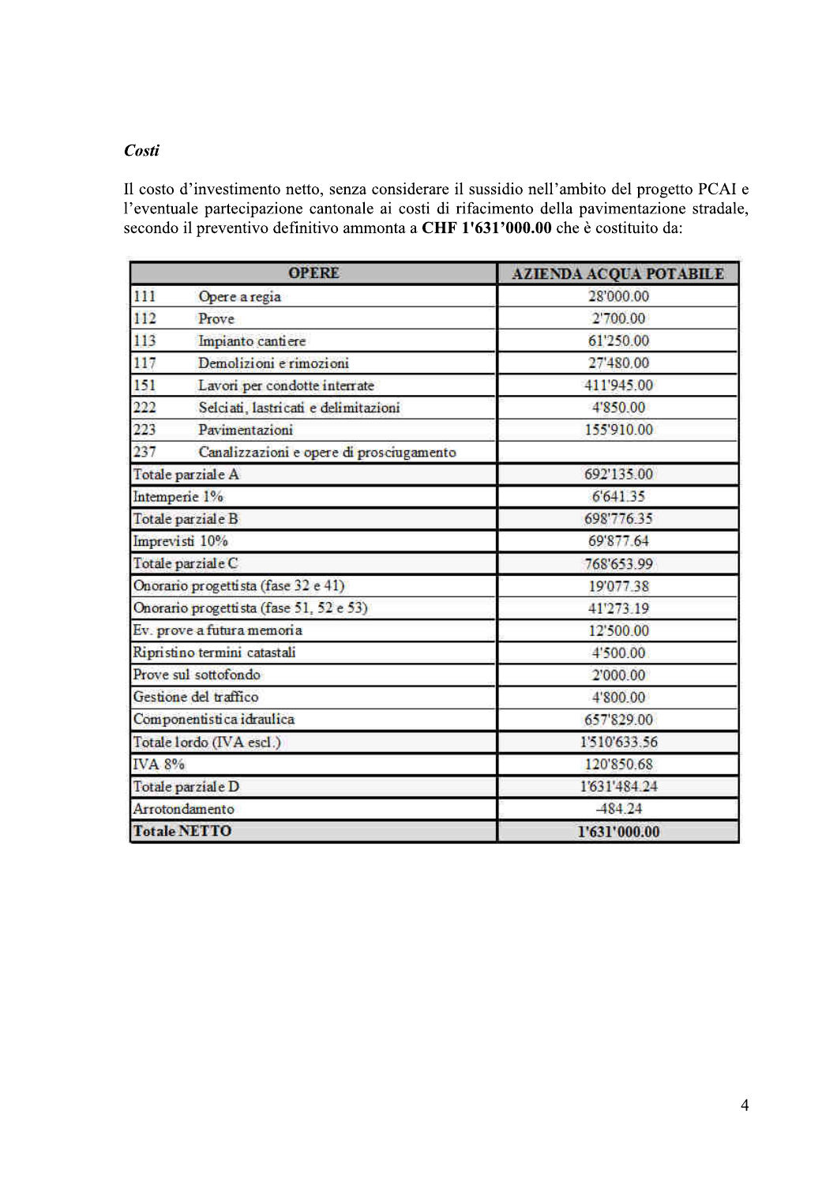***Costi***

Il costo d'investimento netto, senza considerare il sussidio nell'ambito del progetto PCAI e l'eventuale partecipazione cantonale ai costi di rifacimento della pavimentazione stradale, secondo il preventivo definitivo ammonta a **CHF 1'631'000.00** che è costituito da:

| OPERE | | AZIENDA ACQUA POTABILE |
|---|---|---|
| 111 | Opere a regia | 28'000.00 |
| 112 | Prove | 2'700.00 |
| 113 | Impianto cantiere | 61'250.00 |
| 117 | Demolizioni e rimozioni | 27'480.00 |
| 151 | Lavori per condotte interrate | 411'945.00 |
| 222 | Selciati, lastricati e delimitazioni | 4'850.00 |
| 223 | Pavimentazioni | 155'910.00 |
| 237 | Canalizzazioni e opere di prosciugamento | |
| Totale parziale A | | 692'135.00 |
| Intemperie 1% | | 6'641.35 |
| Totale parziale B | | 698'776.35 |
| Imprevisti 10% | | 69'877.64 |
| Totale parziale C | | 768'653.99 |
| Onorario progettista (fase 32 e 41) | | 19'077.38 |
| Onorario progettista (fase 51, 52 e 53) | | 41'273.19 |
| Ev. prove a futura memoria | | 12'500.00 |
| Ripristino termini catastali | | 4'500.00 |
| Prove sul sottofondo | | 2'000.00 |
| Gestione del traffico | | 4'800.00 |
| Componentistica idraulica | | 657'829.00 |
| Totale lordo (IVA escl.) | | 1'510'633.56 |
| IVA 8% | | 120'850.68 |
| Totale parziale D | | 1'631'484.24 |
| Arrotondamento | | -484.24 |
| **Totale NETTO** | | **1'631'000.00** |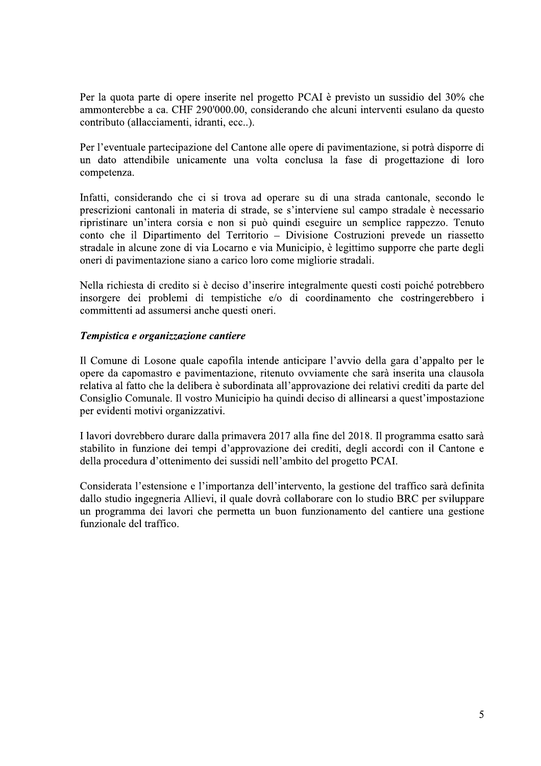Per la quota parte di opere inserite nel progetto PCAI è previsto un sussidio del 30% che ammonterebbe a ca. CHF 290'000.00, considerando che alcuni interventi esulano da questo contributo (allacciamenti, idranti, ecc..).

Per l'eventuale partecipazione del Cantone alle opere di pavimentazione, si potrà disporre di un dato attendibile unicamente una volta conclusa la fase di progettazione di loro competenza.

Infatti, considerando che ci si trova ad operare su di una strada cantonale, secondo le prescrizioni cantonali in materia di strade, se s'interviene sul campo stradale è necessario ripristinare un'intera corsia e non si può quindi eseguire un semplice rappezzo. Tenuto conto che il Dipartimento del Territorio – Divisione Costruzioni prevede un riassetto stradale in alcune zone di via Locarno e via Municipio, è legittimo supporre che parte degli oneri di pavimentazione siano a carico loro come migliorie stradali.

Nella richiesta di credito si è deciso d'inserire integralmente questi costi poiché potrebbero insorgere dei problemi di tempistiche e/o di coordinamento che costringerebbero i committenti ad assumersi anche questi oneri.

***Tempistica e organizzazione cantiere***

Il Comune di Losone quale capofila intende anticipare l'avvio della gara d'appalto per le opere da capomastro e pavimentazione, ritenuto ovviamente che sarà inserita una clausola relativa al fatto che la delibera è subordinata all'approvazione dei relativi crediti da parte del Consiglio Comunale. Il vostro Municipio ha quindi deciso di allinearsi a quest'impostazione per evidenti motivi organizzativi.

I lavori dovrebbero durare dalla primavera 2017 alla fine del 2018. Il programma esatto sarà stabilito in funzione dei tempi d'approvazione dei crediti, degli accordi con il Cantone e della procedura d'ottenimento dei sussidi nell'ambito del progetto PCAI.

Considerata l'estensione e l'importanza dell'intervento, la gestione del traffico sarà definita dallo studio ingegneria Allievi, il quale dovrà collaborare con lo studio BRC per sviluppare un programma dei lavori che permetta un buon funzionamento del cantiere una gestione funzionale del traffico.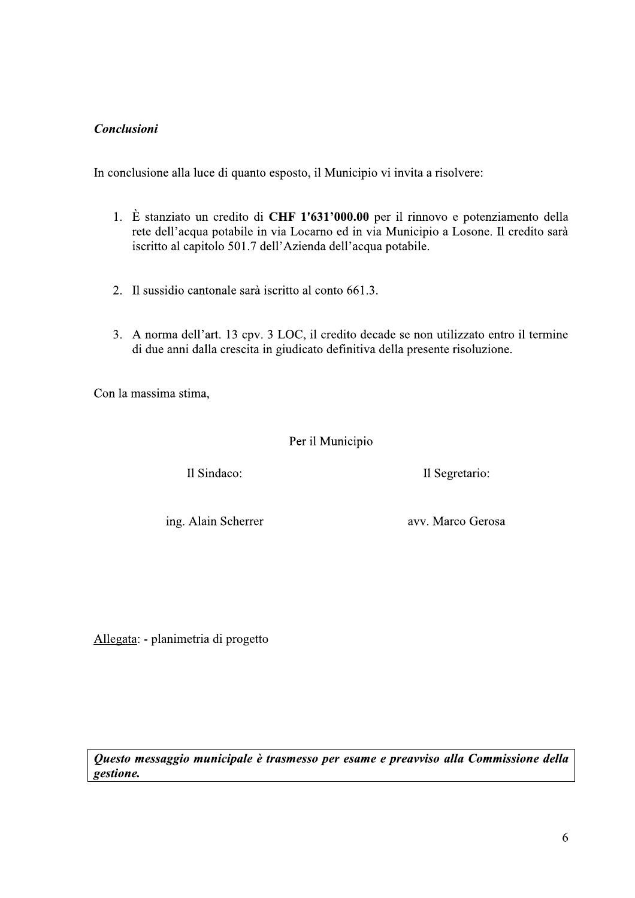***Conclusioni***

In conclusione alla luce di quanto esposto, il Municipio vi invita a risolvere:

1. È stanziato un credito di **CHF 1'631'000.00** per il rinnovo e potenziamento della rete dell'acqua potabile in via Locarno ed in via Municipio a Losone. Il credito sarà iscritto al capitolo 501.7 dell'Azienda dell'acqua potabile.

2. Il sussidio cantonale sarà iscritto al conto 661.3.

3. A norma dell'art. 13 cpv. 3 LOC, il credito decade se non utilizzato entro il termine di due anni dalla crescita in giudicato definitiva della presente risoluzione.

Con la massima stima,

Per il Municipio

| Il Sindaco: | Il Segretario: |
|---|---|
| ing. Alain Scherrer | avv. Marco Gerosa |

Allegata: - planimetria di progetto

***Questo messaggio municipale è trasmesso per esame e preavviso alla Commissione della gestione.***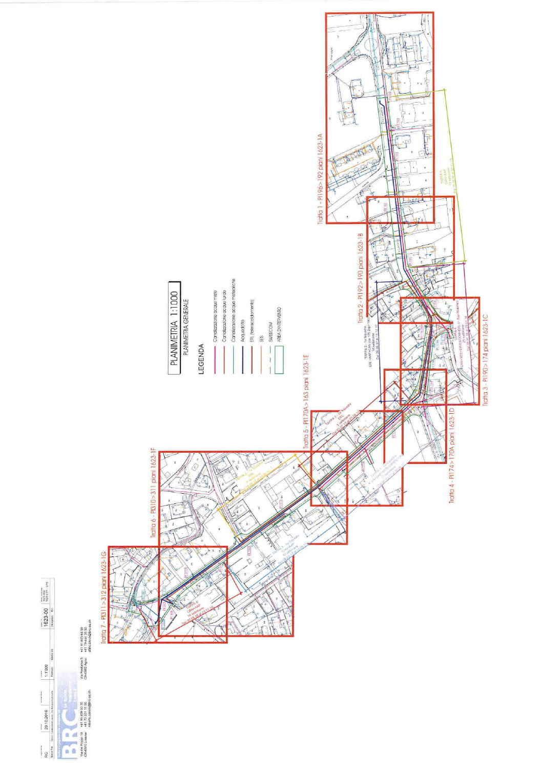# PLANIMETRIA 1:1000

PLANIMETRIA GENERALE

LEGENDA

- Canalizzazione acque miste
- Canalizzazione acque luride
- Canalizzazione acque meteoriche
- Acquedotto
- ERL (teleriscaldamento)
- SES
- SWISSCOM
- AREA D'INTERVENTO

Tratta 1 - PI196>192 piani 1623-1A

Tratta 2 - PI192>190 piani 1623-1B

Tratta 3 - PI190>174 piani 1623-1C

Tratta 4 - PI174>170A piani 1623-1D

Tratta 5 - PI170A>163 piani 1623-1E

Tratta 6 - PI310>311 piani 1623-1F

Tratta 7 - PI311>312 piani 1623-1G

RC | 20.10.2016 | 1:1000 | 1623-00

Via ai Pizzoni 18, CH-6616 Losone · +41 91 859 00 35 · +41 79 331 11 56

Via Pedemonte 5, CH-6963 Pregassona · +41 91 600 64 90 · +41 79 640 38 30